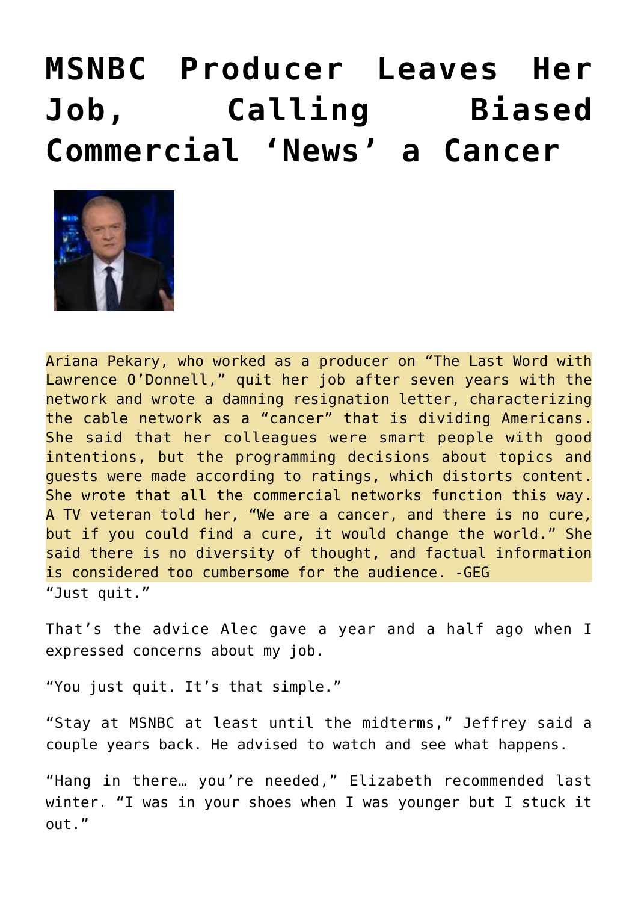# MSNBC Producer Leaves Her Job, Calling Biased Commercial 'News' a Cancer

Ariana Pekary, who worked as a producer on "The Last Word with Lawrence O'Donnell," quit her job after seven years with the network and wrote a damning resignation letter, characterizing the cable network as a "cancer" that is dividing Americans. She said that her colleagues were smart people with good intentions, but the programming decisions about topics and guests were made according to ratings, which distorts content. She wrote that all the commercial networks function this way. A TV veteran told her, "We are a cancer, and there is no cure, but if you could find a cure, it would change the world." She said there is no diversity of thought, and factual information is considered too cumbersome for the audience. -GEG

"Just quit."

That's the advice Alec gave a year and a half ago when I expressed concerns about my job.

"You just quit. It's that simple."

"Stay at MSNBC at least until the midterms," Jeffrey said a couple years back. He advised to watch and see what happens.

"Hang in there… you're needed," Elizabeth recommended last winter. "I was in your shoes when I was younger but I stuck it out."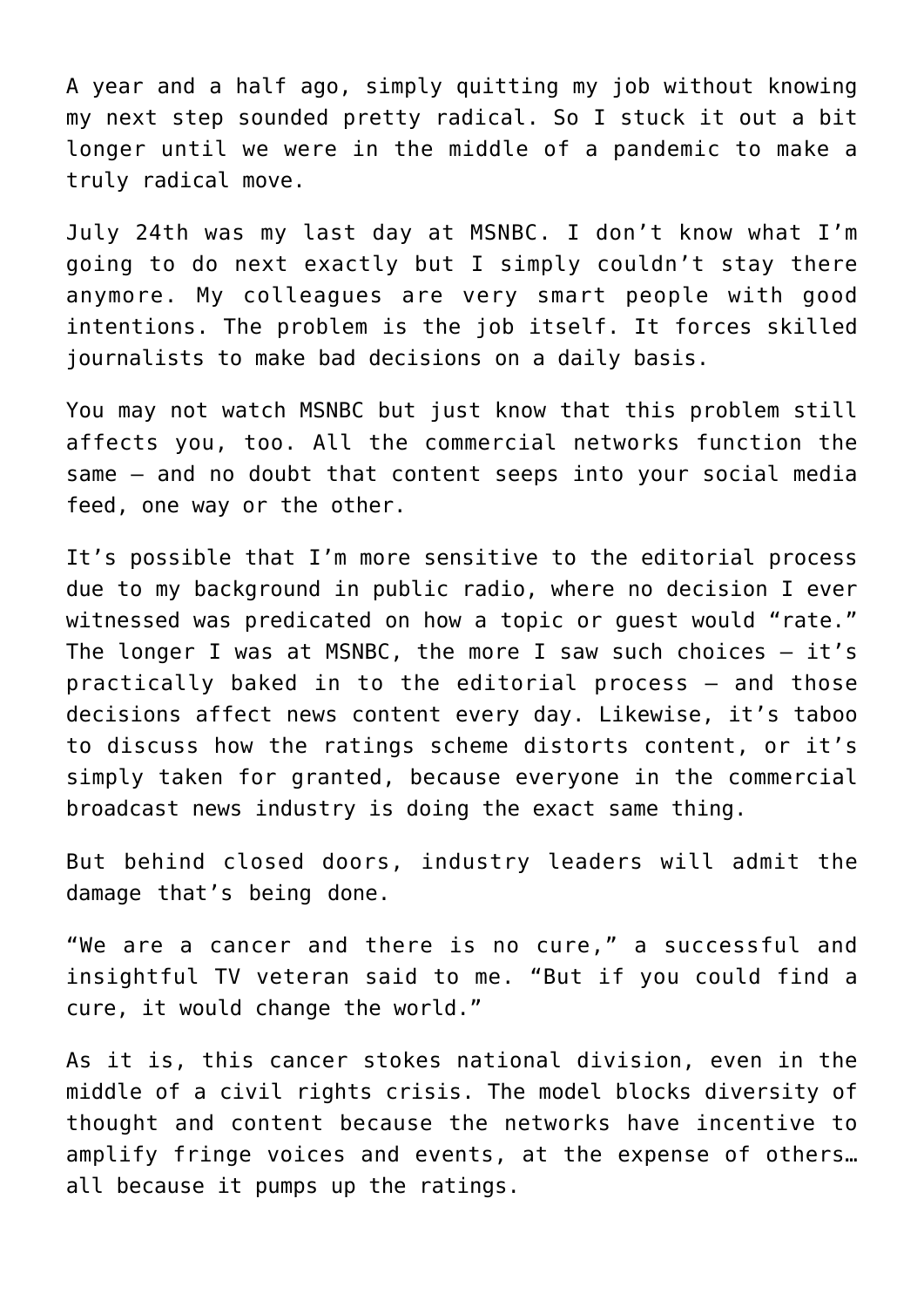A year and a half ago, simply quitting my job without knowing my next step sounded pretty radical. So I stuck it out a bit longer until we were in the middle of a pandemic to make a truly radical move.

July 24th was my last day at MSNBC. I don't know what I'm going to do next exactly but I simply couldn't stay there anymore. My colleagues are very smart people with good intentions. The problem is the job itself. It forces skilled journalists to make bad decisions on a daily basis.

You may not watch MSNBC but just know that this problem still affects you, too. All the commercial networks function the same – and no doubt that content seeps into your social media feed, one way or the other.

It's possible that I'm more sensitive to the editorial process due to my background in public radio, where no decision I ever witnessed was predicated on how a topic or guest would "rate." The longer I was at MSNBC, the more I saw such choices – it's practically baked in to the editorial process – and those decisions affect news content every day. Likewise, it's taboo to discuss how the ratings scheme distorts content, or it's simply taken for granted, because everyone in the commercial broadcast news industry is doing the exact same thing.

But behind closed doors, industry leaders will admit the damage that's being done.

"We are a cancer and there is no cure," a successful and insightful TV veteran said to me. "But if you could find a cure, it would change the world."

As it is, this cancer stokes national division, even in the middle of a civil rights crisis. The model blocks diversity of thought and content because the networks have incentive to amplify fringe voices and events, at the expense of others… all because it pumps up the ratings.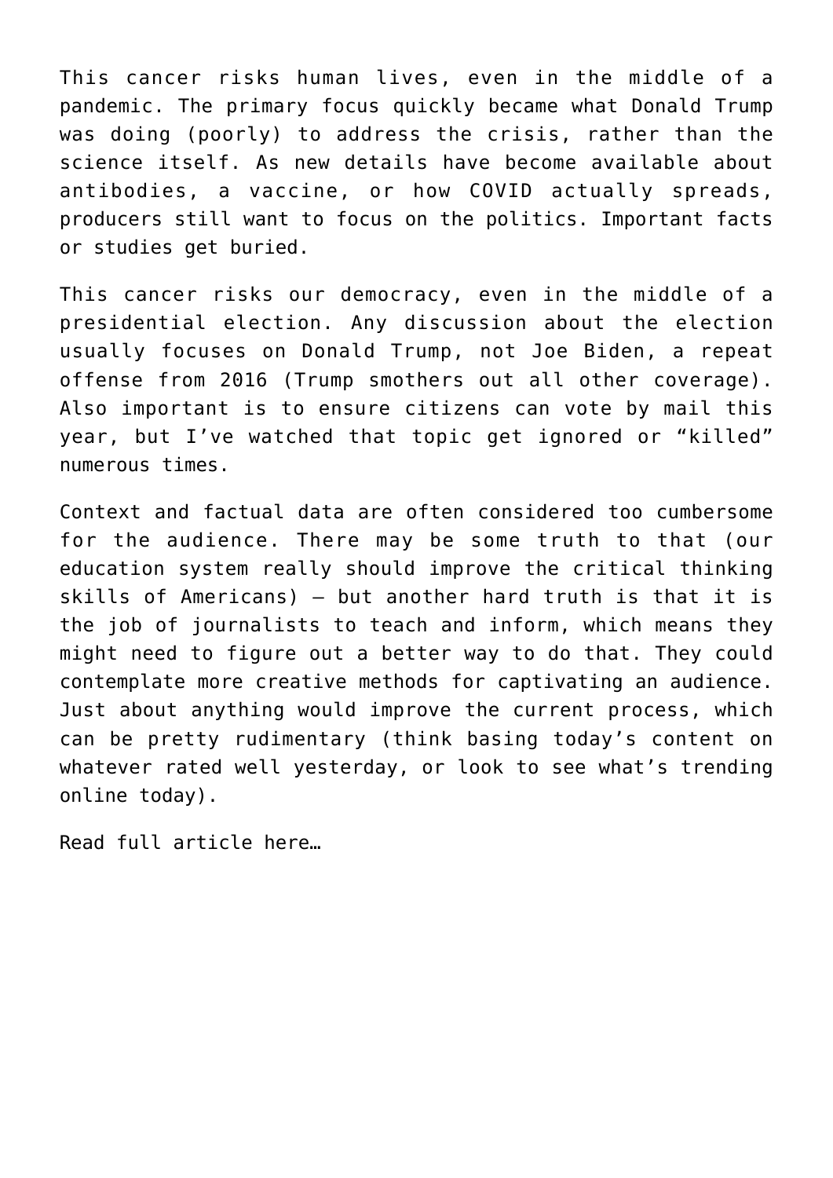This cancer risks human lives, even in the middle of a pandemic. The primary focus quickly became what Donald Trump was doing (poorly) to address the crisis, rather than the science itself. As new details have become available about antibodies, a vaccine, or how COVID actually spreads, producers still want to focus on the politics. Important facts or studies get buried.

This cancer risks our democracy, even in the middle of a presidential election. Any discussion about the election usually focuses on Donald Trump, not Joe Biden, a repeat offense from 2016 (Trump smothers out all other coverage). Also important is to ensure citizens can vote by mail this year, but I've watched that topic get ignored or "killed" numerous times.

Context and factual data are often considered too cumbersome for the audience. There may be some truth to that (our education system really should improve the critical thinking skills of Americans) – but another hard truth is that it is the job of journalists to teach and inform, which means they might need to figure out a better way to do that. They could contemplate more creative methods for captivating an audience. Just about anything would improve the current process, which can be pretty rudimentary (think basing today's content on whatever rated well yesterday, or look to see what's trending online today).

Read full article here…